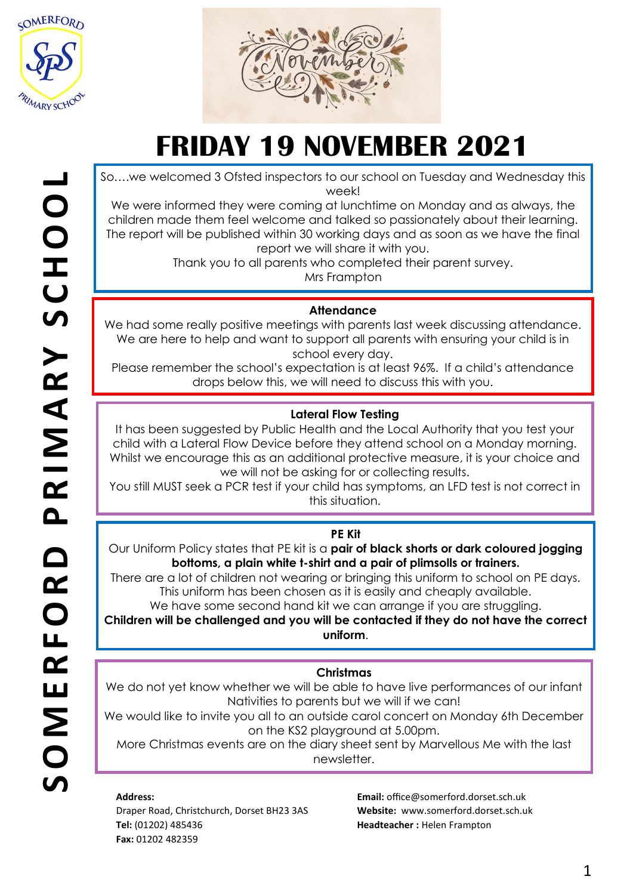# FRIDAY 19 NOVEMBER 2021

So….we welcomed 3 Ofsted inspectors to our school on Tuesday and Wednesday this week!
We were informed they were coming at lunchtime on Monday and as always, the children made them feel welcome and talked so passionately about their learning.
The report will be published within 30 working days and as soon as we have the final report we will share it with you.
Thank you to all parents who completed their parent survey.
Mrs Frampton

### Attendance

We had some really positive meetings with parents last week discussing attendance. We are here to help and want to support all parents with ensuring your child is in school every day.
Please remember the school's expectation is at least 96%. If a child's attendance drops below this, we will need to discuss this with you.

### Lateral Flow Testing

It has been suggested by Public Health and the Local Authority that you test your child with a Lateral Flow Device before they attend school on a Monday morning. Whilst we encourage this as an additional protective measure, it is your choice and we will not be asking for or collecting results.
You still MUST seek a PCR test if your child has symptoms, an LFD test is not correct in this situation.

### PE Kit

Our Uniform Policy states that PE kit is a **pair of black shorts or dark coloured jogging bottoms, a plain white t-shirt and a pair of plimsolls or trainers.**
There are a lot of children not wearing or bringing this uniform to school on PE days. This uniform has been chosen as it is easily and cheaply available.
We have some second hand kit we can arrange if you are struggling.
**Children will be challenged and you will be contacted if they do not have the correct uniform**.

### Christmas

We do not yet know whether we will be able to have live performances of our infant Nativities to parents but we will if we can!
We would like to invite you all to an outside carol concert on Monday 6th December on the KS2 playground at 5.00pm.
More Christmas events are on the diary sheet sent by Marvellous Me with the last newsletter.

**Address:**
Draper Road, Christchurch, Dorset BH23 3AS
**Tel:** (01202) 485436
**Fax:** 01202 482359

**Email:** office@somerford.dorset.sch.uk
**Website:** www.somerford.dorset.sch.uk
**Headteacher :** Helen Frampton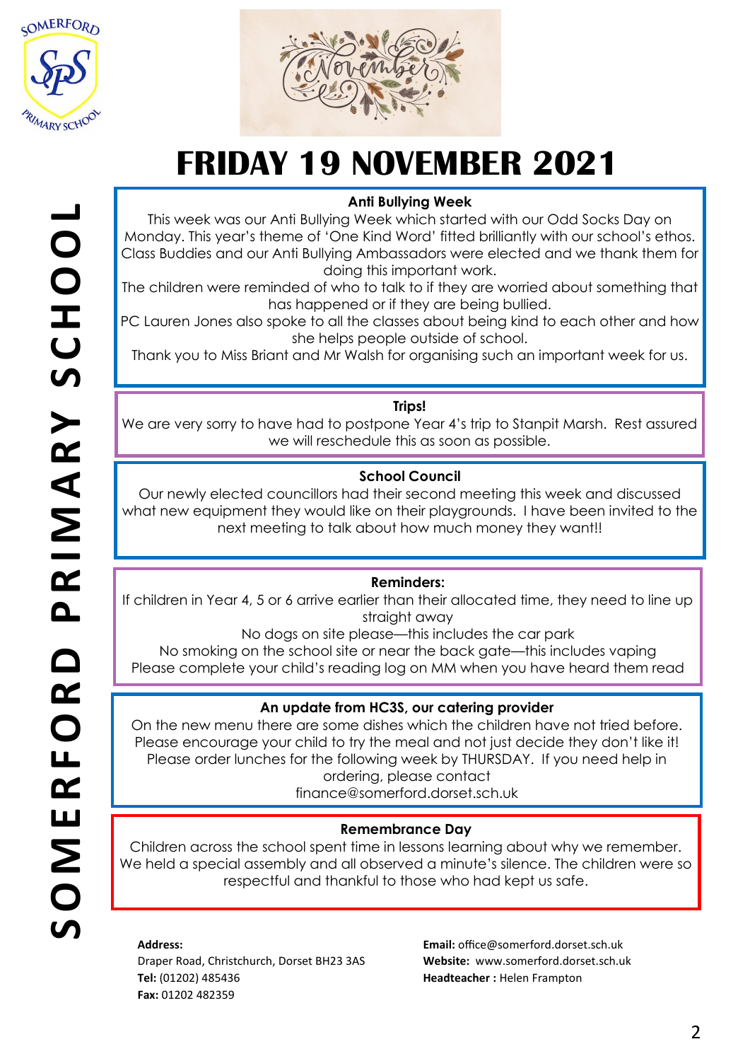# FRIDAY 19 NOVEMBER 2021

## Anti Bullying Week

This week was our Anti Bullying Week which started with our Odd Socks Day on Monday. This year's theme of 'One Kind Word' fitted brilliantly with our school's ethos. Class Buddies and our Anti Bullying Ambassadors were elected and we thank them for doing this important work.

The children were reminded of who to talk to if they are worried about something that has happened or if they are being bullied.

PC Lauren Jones also spoke to all the classes about being kind to each other and how she helps people outside of school.

Thank you to Miss Briant and Mr Walsh for organising such an important week for us.

## Trips!

We are very sorry to have had to postpone Year 4's trip to Stanpit Marsh. Rest assured we will reschedule this as soon as possible.

## School Council

Our newly elected councillors had their second meeting this week and discussed what new equipment they would like on their playgrounds. I have been invited to the next meeting to talk about how much money they want!!

## Reminders:

If children in Year 4, 5 or 6 arrive earlier than their allocated time, they need to line up straight away

No dogs on site please—this includes the car park

No smoking on the school site or near the back gate—this includes vaping

Please complete your child's reading log on MM when you have heard them read

## An update from HC3S, our catering provider

On the new menu there are some dishes which the children have not tried before. Please encourage your child to try the meal and not just decide they don't like it! Please order lunches for the following week by THURSDAY. If you need help in ordering, please contact finance@somerford.dorset.sch.uk

## Remembrance Day

Children across the school spent time in lessons learning about why we remember. We held a special assembly and all observed a minute's silence. The children were so respectful and thankful to those who had kept us safe.

**Address:**
Draper Road, Christchurch, Dorset BH23 3AS
**Tel:** (01202) 485436
**Fax:** 01202 482359

**Email:** office@somerford.dorset.sch.uk
**Website:** www.somerford.dorset.sch.uk
**Headteacher :** Helen Frampton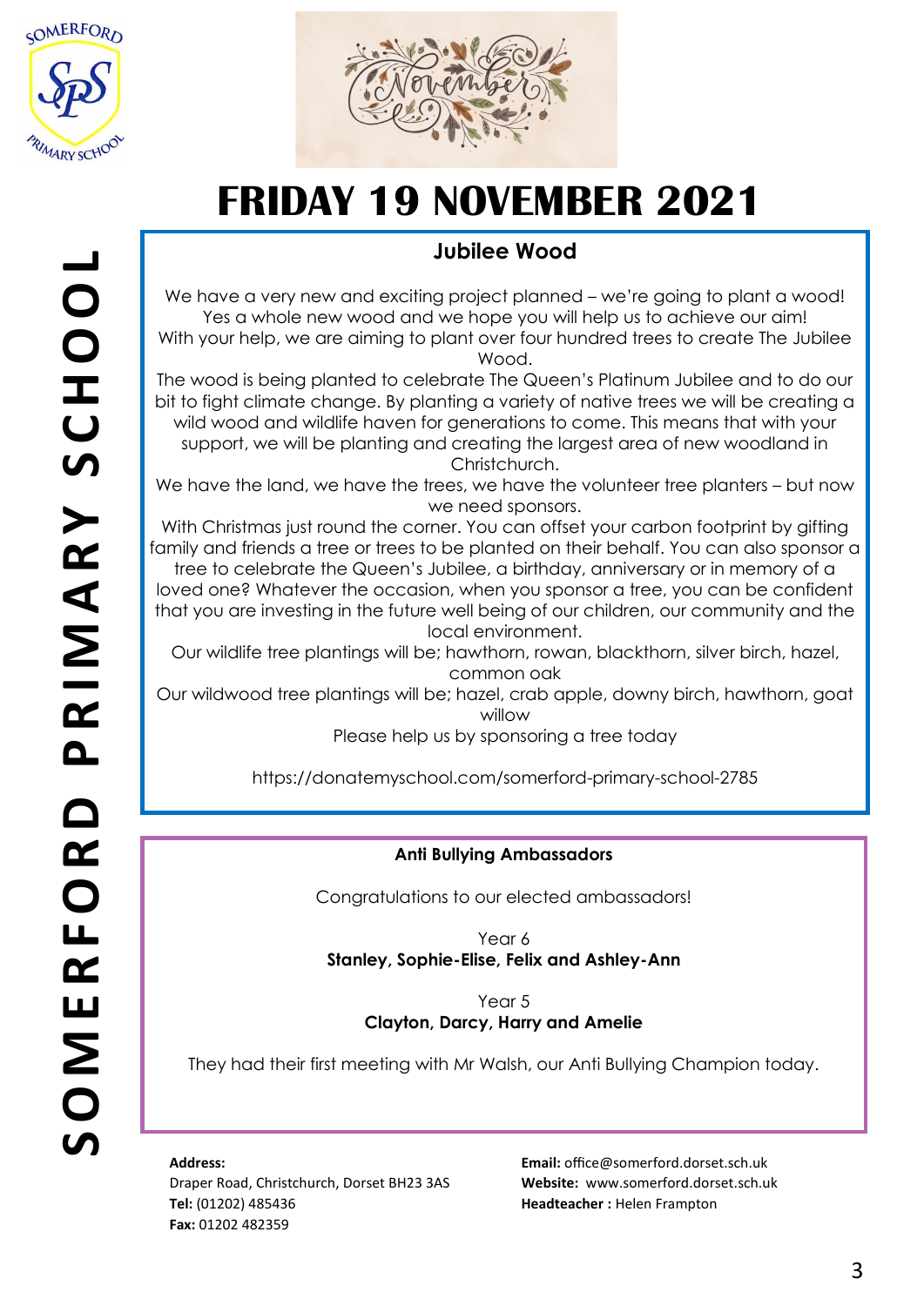# FRIDAY 19 NOVEMBER 2021

## Jubilee Wood

We have a very new and exciting project planned – we're going to plant a wood! Yes a whole new wood and we hope you will help us to achieve our aim!
With your help, we are aiming to plant over four hundred trees to create The Jubilee Wood.
The wood is being planted to celebrate The Queen's Platinum Jubilee and to do our bit to fight climate change. By planting a variety of native trees we will be creating a wild wood and wildlife haven for generations to come. This means that with your support, we will be planting and creating the largest area of new woodland in Christchurch.
We have the land, we have the trees, we have the volunteer tree planters – but now we need sponsors.
With Christmas just round the corner. You can offset your carbon footprint by gifting family and friends a tree or trees to be planted on their behalf. You can also sponsor a tree to celebrate the Queen's Jubilee, a birthday, anniversary or in memory of a loved one? Whatever the occasion, when you sponsor a tree, you can be confident that you are investing in the future well being of our children, our community and the local environment.
Our wildlife tree plantings will be; hawthorn, rowan, blackthorn, silver birch, hazel, common oak
Our wildwood tree plantings will be; hazel, crab apple, downy birch, hawthorn, goat willow
Please help us by sponsoring a tree today

https://donatemyschool.com/somerford-primary-school-2785

## Anti Bullying Ambassadors

Congratulations to our elected ambassadors!

Year 6
**Stanley, Sophie-Elise, Felix and Ashley-Ann**

Year 5
**Clayton, Darcy, Harry and Amelie**

They had their first meeting with Mr Walsh, our Anti Bullying Champion today.

**Address:**
Draper Road, Christchurch, Dorset BH23 3AS
**Tel:** (01202) 485436
**Fax:** 01202 482359

**Email:** office@somerford.dorset.sch.uk
**Website:** www.somerford.dorset.sch.uk
**Headteacher :** Helen Frampton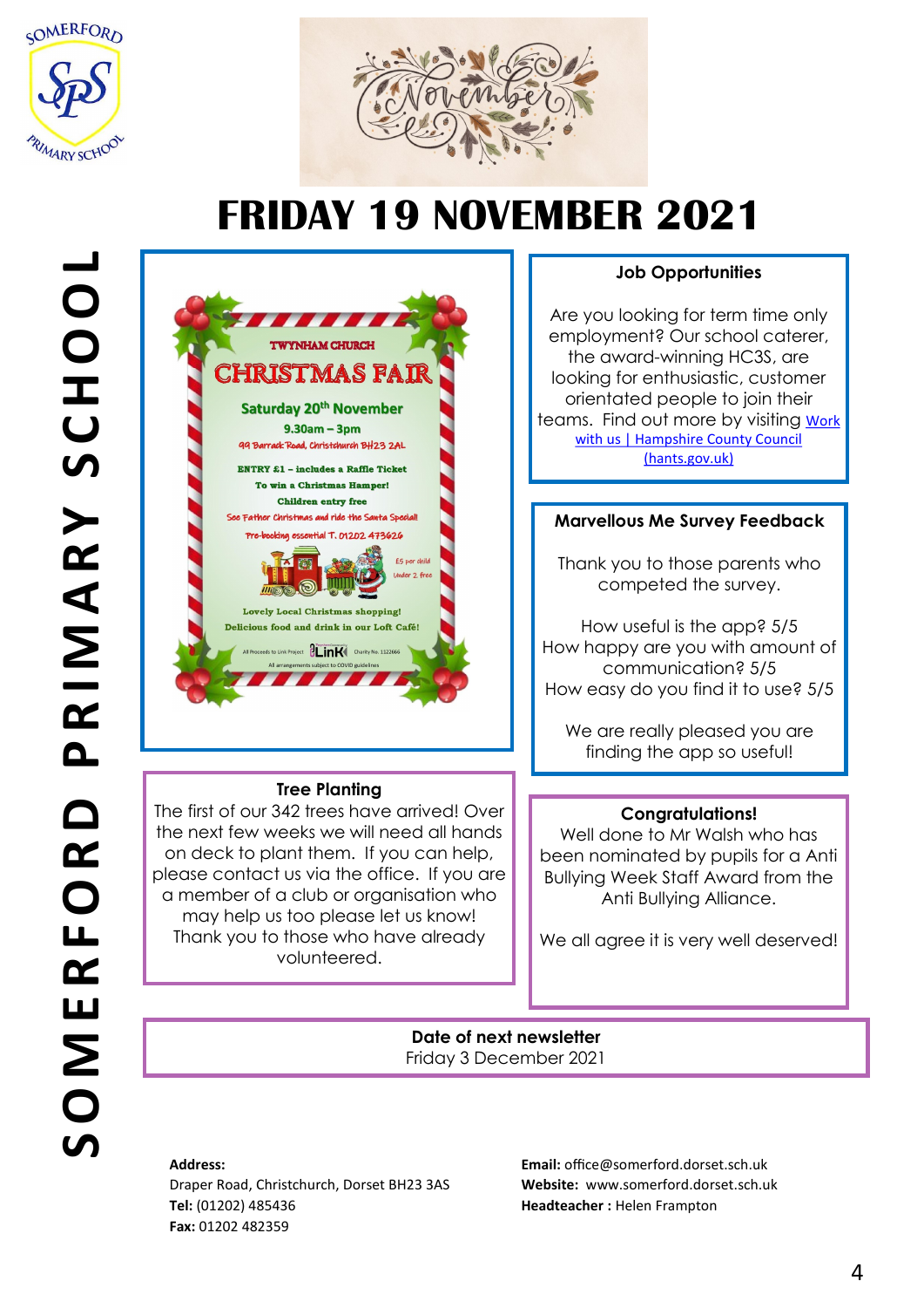# FRIDAY 19 NOVEMBER 2021

TWYNHAM CHURCH

## CHRISTMAS FAIR

**Saturday 20th November**

**9.30am – 3pm**

99 Barrack Road, Christchurch BH23 2AL

**ENTRY £1 – includes a Raffle Ticket**
**To win a Christmas Hamper!**
**Children entry free**

See Father Christmas and ride the Santa Special!

Pre-booking essential T. 01202 473626

£5 per child
Under 2 free

Lovely Local Christmas shopping!
Delicious food and drink in our Loft Café!

All Proceeds to Link Project — Link — Charity No. 1122666

All arrangements subject to COVID guidelines

### Job Opportunities

Are you looking for term time only employment? Our school caterer, the award-winning HC3S, are looking for enthusiastic, customer orientated people to join their teams. Find out more by visiting [Work with us | Hampshire County Council (hants.gov.uk)]

### Marvellous Me Survey Feedback

Thank you to those parents who competed the survey.

How useful is the app? 5/5
How happy are you with amount of communication? 5/5
How easy do you find it to use? 5/5

We are really pleased you are finding the app so useful!

### Tree Planting

The first of our 342 trees have arrived! Over the next few weeks we will need all hands on deck to plant them. If you can help, please contact us via the office. If you are a member of a club or organisation who may help us too please let us know! Thank you to those who have already volunteered.

### Congratulations!

Well done to Mr Walsh who has been nominated by pupils for a Anti Bullying Week Staff Award from the Anti Bullying Alliance.

We all agree it is very well deserved!

**Date of next newsletter**
Friday 3 December 2021

**Address:**
Draper Road, Christchurch, Dorset BH23 3AS
**Tel:** (01202) 485436
**Fax:** 01202 482359

**Email:** office@somerford.dorset.sch.uk
**Website:** www.somerford.dorset.sch.uk
**Headteacher :** Helen Frampton